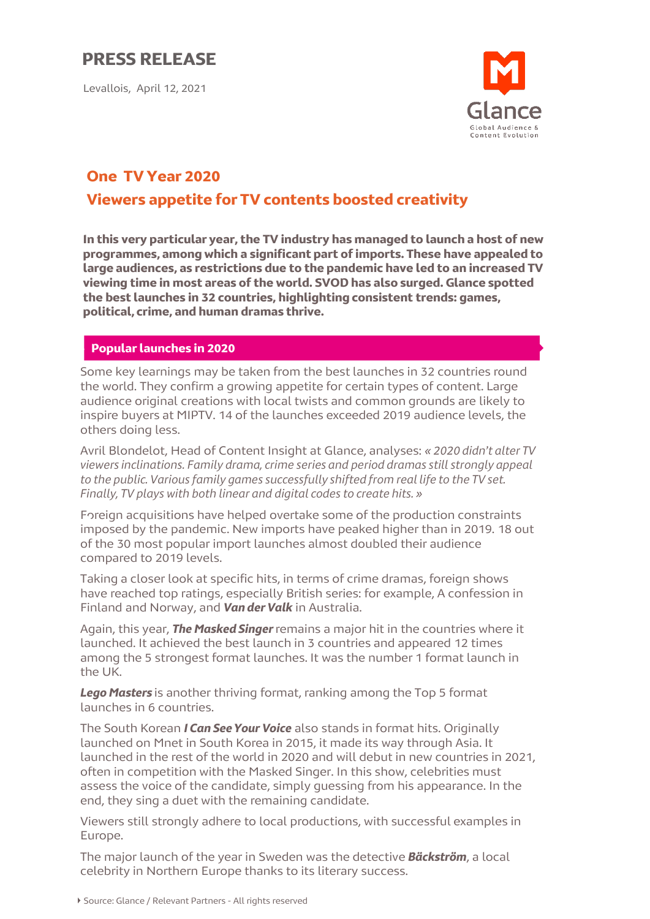# PRESS RELEASE

Levallois, April 12, 2021

Glance

Global Audience & Content Evolution

## One TV Year 2020

## Viewers appetite for TV contents boosted creativity

**In this very particular year, the TV industry has managed to launch a host of new programmes, among which a significant part of imports. These have appealed to large audiences, as restrictions due to the pandemic have led to an increased TV viewing time in most areas of the world. SVOD has also surged. Glance spotted the best launches in 32 countries, highlighting consistent trends: games, political, crime, and human dramas thrive.**

### Popular launches in 2020

Some key learnings may be taken from the best launches in 32 countries round the world. They confirm a growing appetite for certain types of content. Large audience original creations with local twists and common grounds are likely to inspire buyers at MIPTV. 14 of the launches exceeded 2019 audience levels, the others doing less.

Avril Blondelot, Head of Content Insight at Glance, analyses: *« 2020 didn't alter TV viewers inclinations. Family drama, crime series and period dramas still strongly appeal to the public. Various family games successfully shifted from real life to the TV set. Finally, TV plays with both linear and digital codes to create hits. »*

Foreign acquisitions have helped overtake some of the production constraints imposed by the pandemic. New imports have peaked higher than in 2019. 18 out of the 30 most popular import launches almost doubled their audience compared to 2019 levels.

Taking a closer look at specific hits, in terms of crime dramas, foreign shows have reached top ratings, especially British series: for example, A confession in Finland and Norway, and ***Van der Valk*** in Australia.

Again, this year, ***The Masked Singer*** remains a major hit in the countries where it launched. It achieved the best launch in 3 countries and appeared 12 times among the 5 strongest format launches. It was the number 1 format launch in the UK.

***Lego Masters*** is another thriving format, ranking among the Top 5 format launches in 6 countries.

The South Korean ***I Can See Your Voice*** also stands in format hits. Originally launched on Mnet in South Korea in 2015, it made its way through Asia. It launched in the rest of the world in 2020 and will debut in new countries in 2021, often in competition with the Masked Singer. In this show, celebrities must assess the voice of the candidate, simply guessing from his appearance. In the end, they sing a duet with the remaining candidate.

Viewers still strongly adhere to local productions, with successful examples in Europe.

The major launch of the year in Sweden was the detective ***Bäckström***, a local celebrity in Northern Europe thanks to its literary success.

Source: Glance / Relevant Partners - All rights reserved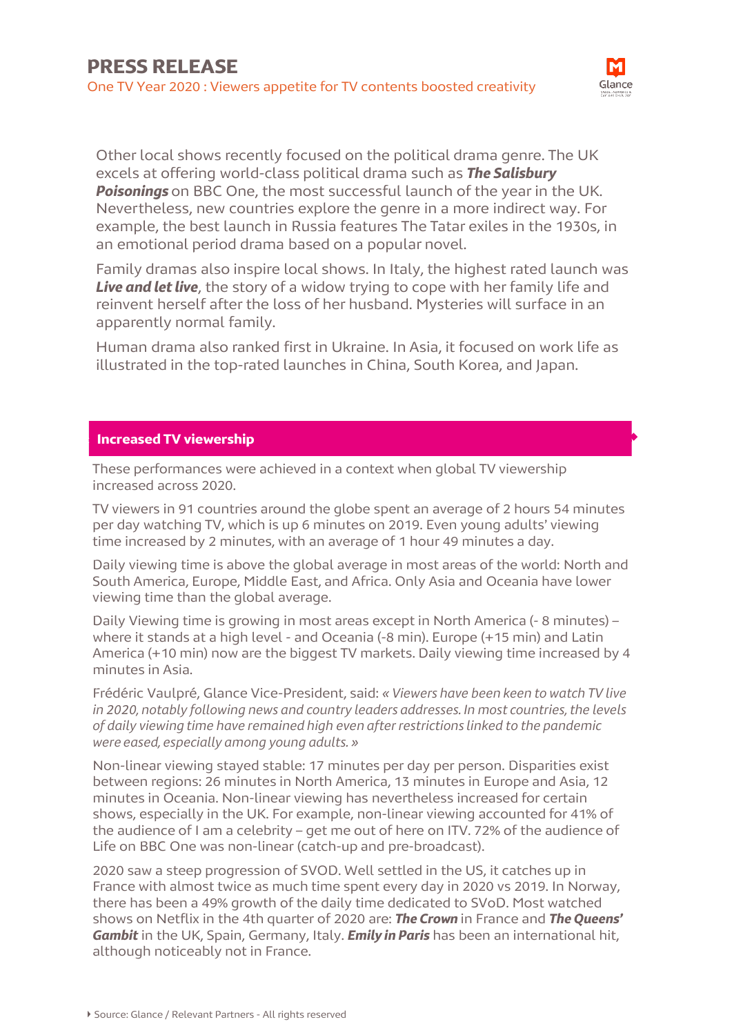Other local shows recently focused on the political drama genre. The UK excels at offering world-class political drama such as ***The Salisbury Poisonings*** on BBC One, the most successful launch of the year in the UK. Nevertheless, new countries explore the genre in a more indirect way. For example, the best launch in Russia features The Tatar exiles in the 1930s, in an emotional period drama based on a popular novel.

Family dramas also inspire local shows. In Italy, the highest rated launch was ***Live and let live***, the story of a widow trying to cope with her family life and reinvent herself after the loss of her husband. Mysteries will surface in an apparently normal family.

Human drama also ranked first in Ukraine. In Asia, it focused on work life as illustrated in the top-rated launches in China, South Korea, and Japan.

## Increased TV viewership

These performances were achieved in a context when global TV viewership increased across 2020.

TV viewers in 91 countries around the globe spent an average of 2 hours 54 minutes per day watching TV, which is up 6 minutes on 2019. Even young adults' viewing time increased by 2 minutes, with an average of 1 hour 49 minutes a day.

Daily viewing time is above the global average in most areas of the world: North and South America, Europe, Middle East, and Africa. Only Asia and Oceania have lower viewing time than the global average.

Daily Viewing time is growing in most areas except in North America (- 8 minutes) – where it stands at a high level - and Oceania (-8 min). Europe (+15 min) and Latin America (+10 min) now are the biggest TV markets. Daily viewing time increased by 4 minutes in Asia.

Frédéric Vaulpré, Glance Vice-President, said: *« Viewers have been keen to watch TV live in 2020, notably following news and country leaders addresses. In most countries, the levels of daily viewing time have remained high even after restrictions linked to the pandemic were eased, especially among young adults. »*

Non-linear viewing stayed stable: 17 minutes per day per person. Disparities exist between regions: 26 minutes in North America, 13 minutes in Europe and Asia, 12 minutes in Oceania. Non-linear viewing has nevertheless increased for certain shows, especially in the UK. For example, non-linear viewing accounted for 41% of the audience of I am a celebrity – get me out of here on ITV. 72% of the audience of Life on BBC One was non-linear (catch-up and pre-broadcast).

2020 saw a steep progression of SVOD. Well settled in the US, it catches up in France with almost twice as much time spent every day in 2020 vs 2019. In Norway, there has been a 49% growth of the daily time dedicated to SVoD. Most watched shows on Netflix in the 4th quarter of 2020 are: ***The Crown*** in France and ***The Queens' Gambit*** in the UK, Spain, Germany, Italy. ***Emily in Paris*** has been an international hit, although noticeably not in France.

Source: Glance / Relevant Partners - All rights reserved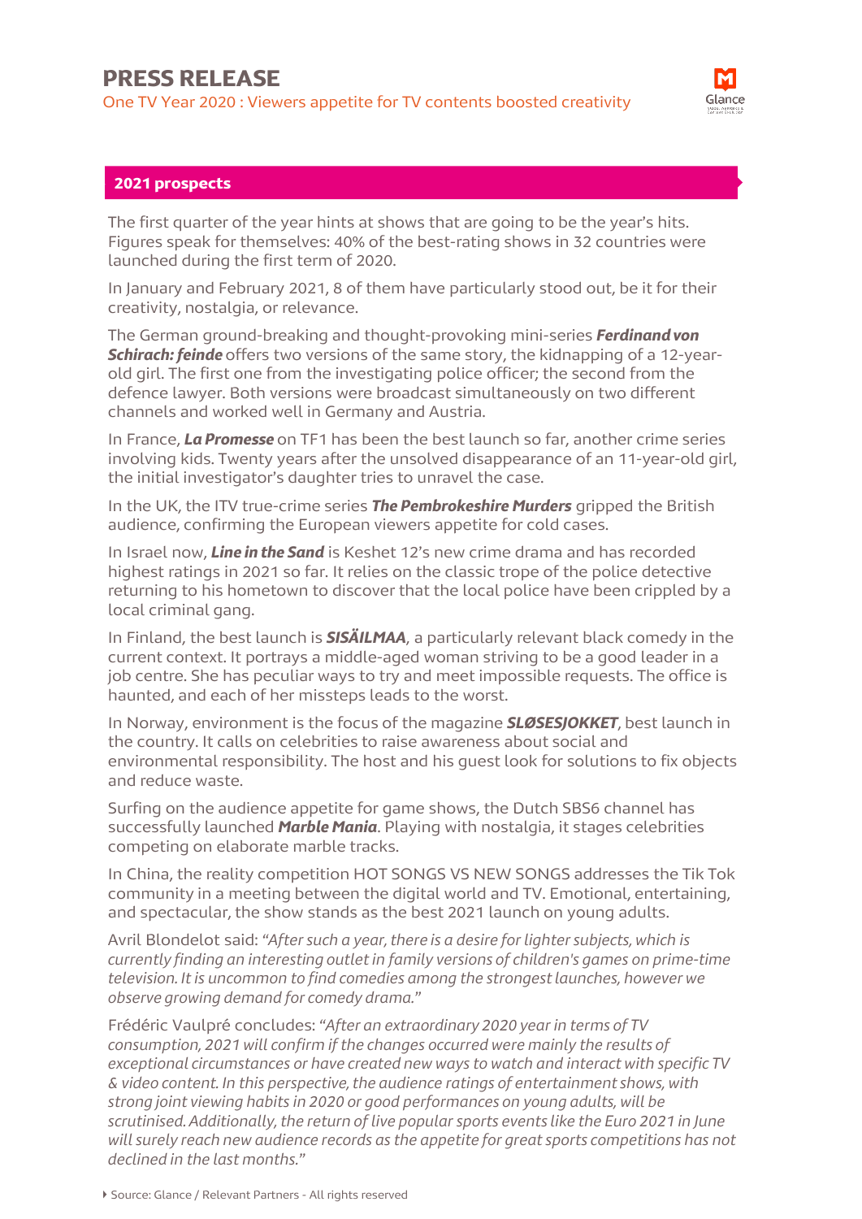## 2021 prospects

The first quarter of the year hints at shows that are going to be the year's hits. Figures speak for themselves: 40% of the best-rating shows in 32 countries were launched during the first term of 2020.

In January and February 2021, 8 of them have particularly stood out, be it for their creativity, nostalgia, or relevance.

The German ground-breaking and thought-provoking mini-series ***Ferdinand von Schirach: feinde*** offers two versions of the same story, the kidnapping of a 12-year-old girl. The first one from the investigating police officer; the second from the defence lawyer. Both versions were broadcast simultaneously on two different channels and worked well in Germany and Austria.

In France, ***La Promesse*** on TF1 has been the best launch so far, another crime series involving kids. Twenty years after the unsolved disappearance of an 11-year-old girl, the initial investigator's daughter tries to unravel the case.

In the UK, the ITV true-crime series ***The Pembrokeshire Murders*** gripped the British audience, confirming the European viewers appetite for cold cases.

In Israel now, ***Line in the Sand*** is Keshet 12's new crime drama and has recorded highest ratings in 2021 so far. It relies on the classic trope of the police detective returning to his hometown to discover that the local police have been crippled by a local criminal gang.

In Finland, the best launch is ***SISÄILMAA***, a particularly relevant black comedy in the current context. It portrays a middle-aged woman striving to be a good leader in a job centre. She has peculiar ways to try and meet impossible requests. The office is haunted, and each of her missteps leads to the worst.

In Norway, environment is the focus of the magazine ***SLØSESJOKKET***, best launch in the country. It calls on celebrities to raise awareness about social and environmental responsibility. The host and his guest look for solutions to fix objects and reduce waste.

Surfing on the audience appetite for game shows, the Dutch SBS6 channel has successfully launched ***Marble Mania***. Playing with nostalgia, it stages celebrities competing on elaborate marble tracks.

In China, the reality competition HOT SONGS VS NEW SONGS addresses the Tik Tok community in a meeting between the digital world and TV. Emotional, entertaining, and spectacular, the show stands as the best 2021 launch on young adults.

Avril Blondelot said: *"After such a year, there is a desire for lighter subjects, which is currently finding an interesting outlet in family versions of children's games on prime-time television. It is uncommon to find comedies among the strongest launches, however we observe growing demand for comedy drama."*

Frédéric Vaulpré concludes: *"After an extraordinary 2020 year in terms of TV consumption, 2021 will confirm if the changes occurred were mainly the results of exceptional circumstances or have created new ways to watch and interact with specific TV & video content. In this perspective, the audience ratings of entertainment shows, with strong joint viewing habits in 2020 or good performances on young adults, will be scrutinised. Additionally, the return of live popular sports events like the Euro 2021 in June will surely reach new audience records as the appetite for great sports competitions has not declined in the last months."*

Source: Glance / Relevant Partners - All rights reserved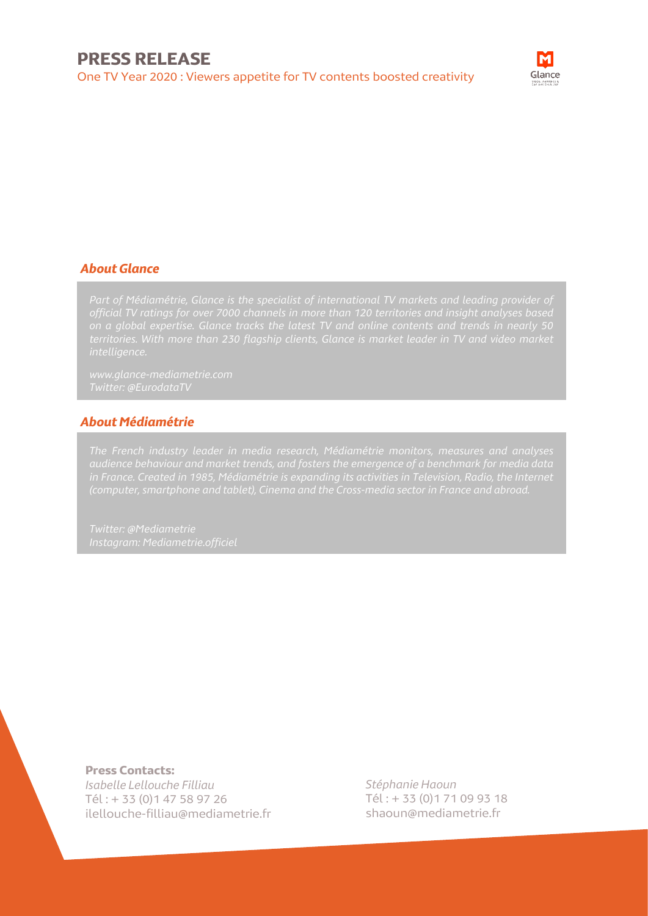## About Glance

*Part of Médiamétrie, Glance is the specialist of international TV markets and leading provider of official TV ratings for over 7000 channels in more than 120 territories and insight analyses based on a global expertise. Glance tracks the latest TV and online contents and trends in nearly 50 territories. With more than 230 flagship clients, Glance is market leader in TV and video market intelligence.*

*www.glance-mediametrie.com*
*Twitter: @EurodataTV*

## About Médiamétrie

*The French industry leader in media research, Médiamétrie monitors, measures and analyses audience behaviour and market trends, and fosters the emergence of a benchmark for media data in France. Created in 1985, Médiamétrie is expanding its activities in Television, Radio, the Internet (computer, smartphone and tablet), Cinema and the Cross-media sector in France and abroad.*

*Twitter: @Mediametrie*
*Instagram: Mediametrie.officiel*

**Press Contacts:**

*Isabelle Lellouche Filliau*
Tél : + 33 (0)1 47 58 97 26
ilellouche-filliau@mediametrie.fr

*Stéphanie Haoun*
Tél : + 33 (0)1 71 09 93 18
shaoun@mediametrie.fr